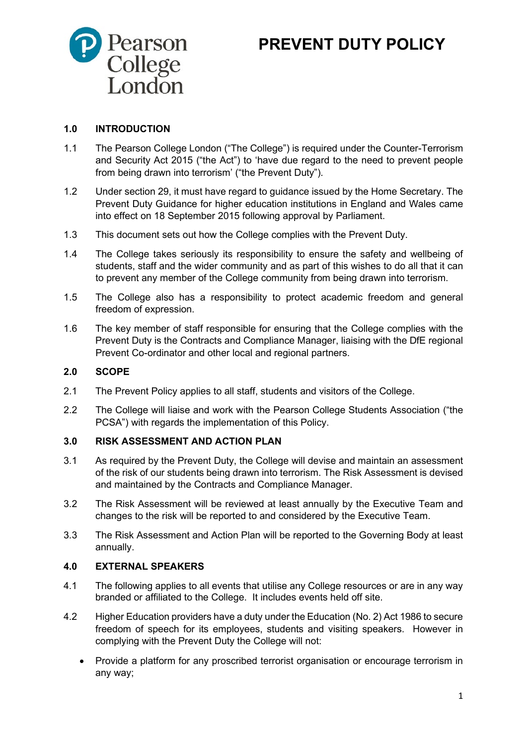# PREVENT DUTY POLICY

## 1.0 INTRODUCTION

1.1 The Pearson College London ("The College") is required under the Counter-Terrorism and Security Act 2015 ("the Act") to 'have due regard to the need to prevent people from being drawn into terrorism' ("the Prevent Duty").

1.2 Under section 29, it must have regard to guidance issued by the Home Secretary. The Prevent Duty Guidance for higher education institutions in England and Wales came into effect on 18 September 2015 following approval by Parliament.

1.3 This document sets out how the College complies with the Prevent Duty.

1.4 The College takes seriously its responsibility to ensure the safety and wellbeing of students, staff and the wider community and as part of this wishes to do all that it can to prevent any member of the College community from being drawn into terrorism.

1.5 The College also has a responsibility to protect academic freedom and general freedom of expression.

1.6 The key member of staff responsible for ensuring that the College complies with the Prevent Duty is the Contracts and Compliance Manager, liaising with the DfE regional Prevent Co-ordinator and other local and regional partners.

## 2.0 SCOPE

2.1 The Prevent Policy applies to all staff, students and visitors of the College.

2.2 The College will liaise and work with the Pearson College Students Association ("the PCSA") with regards the implementation of this Policy.

## 3.0 RISK ASSESSMENT AND ACTION PLAN

3.1 As required by the Prevent Duty, the College will devise and maintain an assessment of the risk of our students being drawn into terrorism. The Risk Assessment is devised and maintained by the Contracts and Compliance Manager.

3.2 The Risk Assessment will be reviewed at least annually by the Executive Team and changes to the risk will be reported to and considered by the Executive Team.

3.3 The Risk Assessment and Action Plan will be reported to the Governing Body at least annually.

## 4.0 EXTERNAL SPEAKERS

4.1 The following applies to all events that utilise any College resources or are in any way branded or affiliated to the College. It includes events held off site.

4.2 Higher Education providers have a duty under the Education (No. 2) Act 1986 to secure freedom of speech for its employees, students and visiting speakers. However in complying with the Prevent Duty the College will not:

- Provide a platform for any proscribed terrorist organisation or encourage terrorism in any way;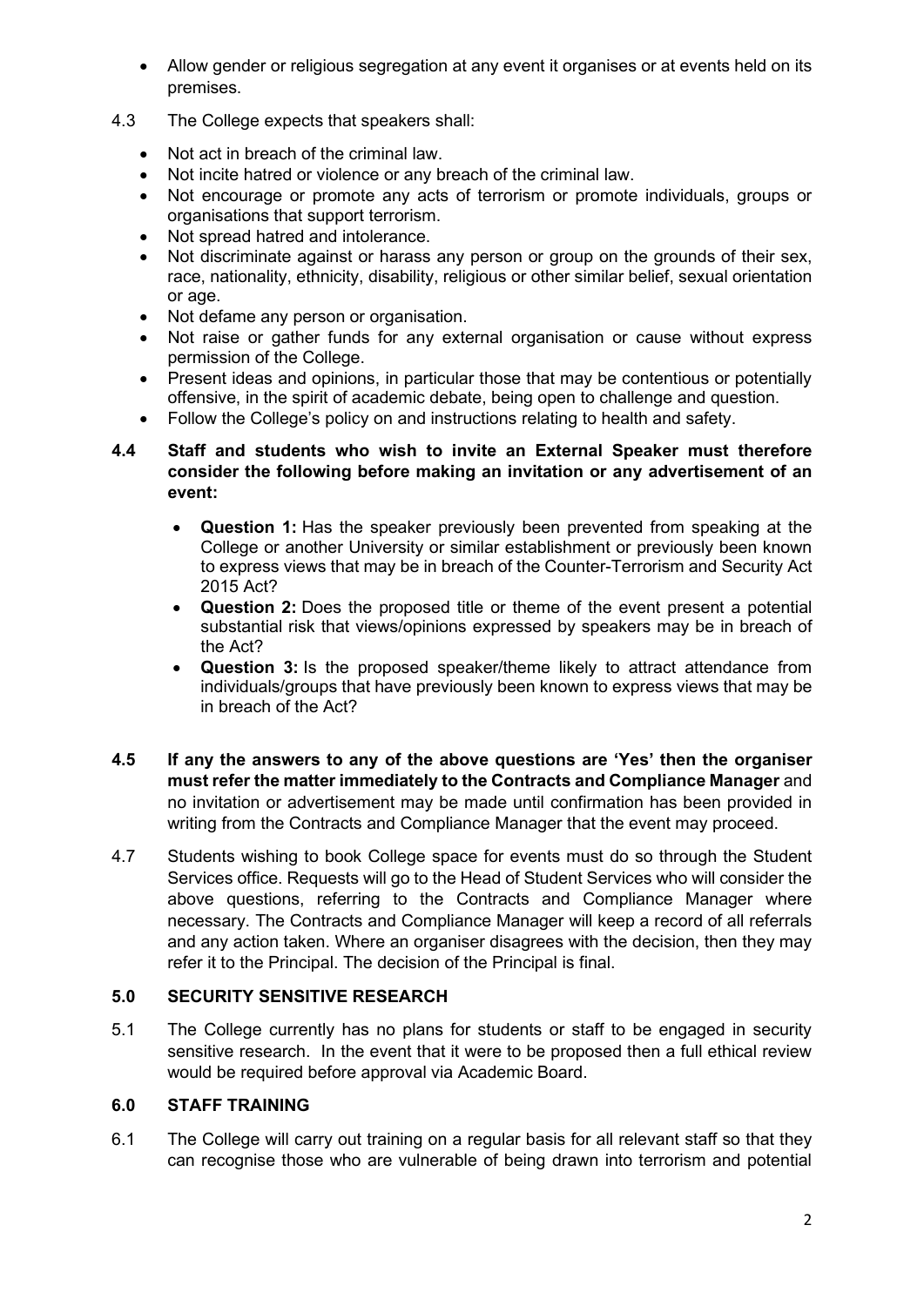- Allow gender or religious segregation at any event it organises or at events held on its premises.

4.3 The College expects that speakers shall:

- Not act in breach of the criminal law.
- Not incite hatred or violence or any breach of the criminal law.
- Not encourage or promote any acts of terrorism or promote individuals, groups or organisations that support terrorism.
- Not spread hatred and intolerance.
- Not discriminate against or harass any person or group on the grounds of their sex, race, nationality, ethnicity, disability, religious or other similar belief, sexual orientation or age.
- Not defame any person or organisation.
- Not raise or gather funds for any external organisation or cause without express permission of the College.
- Present ideas and opinions, in particular those that may be contentious or potentially offensive, in the spirit of academic debate, being open to challenge and question.
- Follow the College's policy on and instructions relating to health and safety.

**4.4 Staff and students who wish to invite an External Speaker must therefore consider the following before making an invitation or any advertisement of an event:**

- **Question 1:** Has the speaker previously been prevented from speaking at the College or another University or similar establishment or previously been known to express views that may be in breach of the Counter-Terrorism and Security Act 2015 Act?
- **Question 2:** Does the proposed title or theme of the event present a potential substantial risk that views/opinions expressed by speakers may be in breach of the Act?
- **Question 3:** Is the proposed speaker/theme likely to attract attendance from individuals/groups that have previously been known to express views that may be in breach of the Act?

**4.5 If any the answers to any of the above questions are 'Yes' then the organiser must refer the matter immediately to the Contracts and Compliance Manager** and no invitation or advertisement may be made until confirmation has been provided in writing from the Contracts and Compliance Manager that the event may proceed.

4.7 Students wishing to book College space for events must do so through the Student Services office. Requests will go to the Head of Student Services who will consider the above questions, referring to the Contracts and Compliance Manager where necessary. The Contracts and Compliance Manager will keep a record of all referrals and any action taken. Where an organiser disagrees with the decision, then they may refer it to the Principal. The decision of the Principal is final.

## 5.0 SECURITY SENSITIVE RESEARCH

5.1 The College currently has no plans for students or staff to be engaged in security sensitive research. In the event that it were to be proposed then a full ethical review would be required before approval via Academic Board.

## 6.0 STAFF TRAINING

6.1 The College will carry out training on a regular basis for all relevant staff so that they can recognise those who are vulnerable of being drawn into terrorism and potential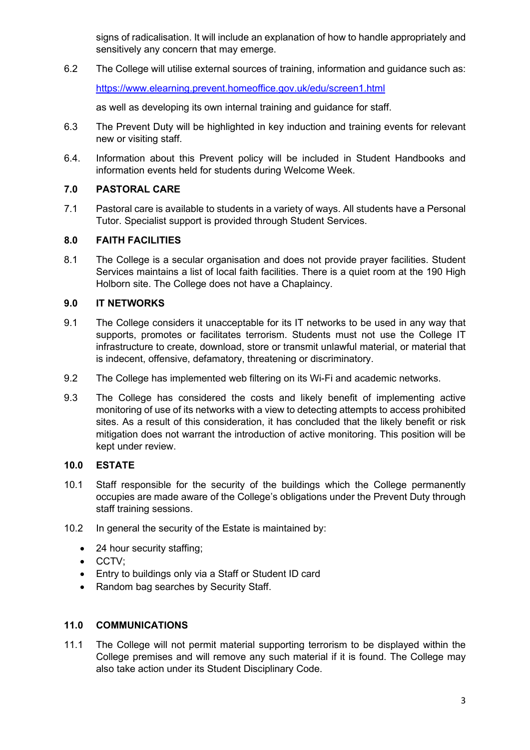signs of radicalisation. It will include an explanation of how to handle appropriately and sensitively any concern that may emerge.

6.2 The College will utilise external sources of training, information and guidance such as:

https://www.elearning.prevent.homeoffice.gov.uk/edu/screen1.html

as well as developing its own internal training and guidance for staff.

6.3 The Prevent Duty will be highlighted in key induction and training events for relevant new or visiting staff.

6.4. Information about this Prevent policy will be included in Student Handbooks and information events held for students during Welcome Week.

## 7.0 PASTORAL CARE

7.1 Pastoral care is available to students in a variety of ways. All students have a Personal Tutor. Specialist support is provided through Student Services.

## 8.0 FAITH FACILITIES

8.1 The College is a secular organisation and does not provide prayer facilities. Student Services maintains a list of local faith facilities. There is a quiet room at the 190 High Holborn site. The College does not have a Chaplaincy.

## 9.0 IT NETWORKS

9.1 The College considers it unacceptable for its IT networks to be used in any way that supports, promotes or facilitates terrorism. Students must not use the College IT infrastructure to create, download, store or transmit unlawful material, or material that is indecent, offensive, defamatory, threatening or discriminatory.

9.2 The College has implemented web filtering on its Wi-Fi and academic networks.

9.3 The College has considered the costs and likely benefit of implementing active monitoring of use of its networks with a view to detecting attempts to access prohibited sites. As a result of this consideration, it has concluded that the likely benefit or risk mitigation does not warrant the introduction of active monitoring. This position will be kept under review.

## 10.0 ESTATE

10.1 Staff responsible for the security of the buildings which the College permanently occupies are made aware of the College's obligations under the Prevent Duty through staff training sessions.

10.2 In general the security of the Estate is maintained by:

- 24 hour security staffing;
- CCTV;
- Entry to buildings only via a Staff or Student ID card
- Random bag searches by Security Staff.

## 11.0 COMMUNICATIONS

11.1 The College will not permit material supporting terrorism to be displayed within the College premises and will remove any such material if it is found. The College may also take action under its Student Disciplinary Code.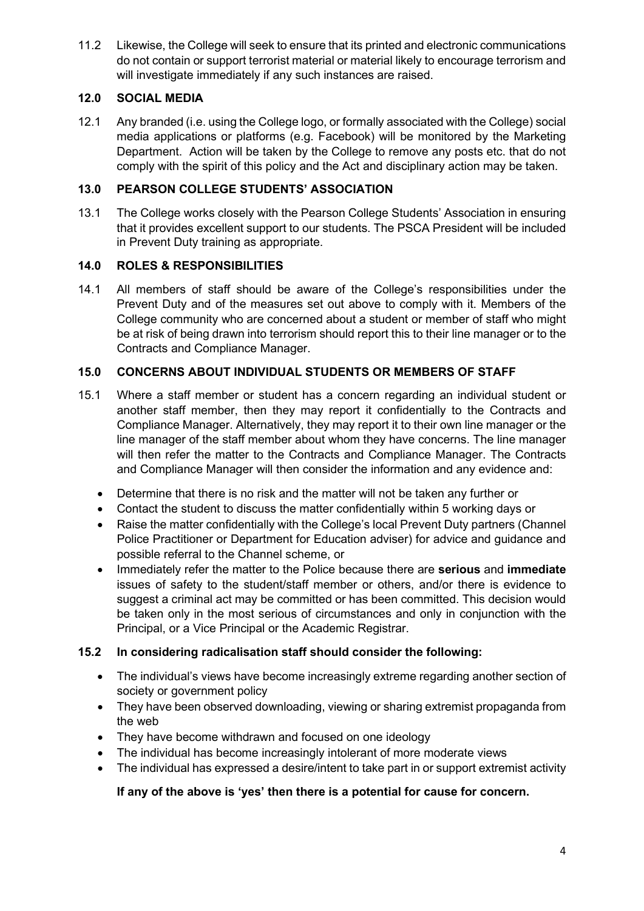11.2 Likewise, the College will seek to ensure that its printed and electronic communications do not contain or support terrorist material or material likely to encourage terrorism and will investigate immediately if any such instances are raised.

## 12.0 SOCIAL MEDIA

12.1 Any branded (i.e. using the College logo, or formally associated with the College) social media applications or platforms (e.g. Facebook) will be monitored by the Marketing Department. Action will be taken by the College to remove any posts etc. that do not comply with the spirit of this policy and the Act and disciplinary action may be taken.

## 13.0 PEARSON COLLEGE STUDENTS' ASSOCIATION

13.1 The College works closely with the Pearson College Students' Association in ensuring that it provides excellent support to our students. The PSCA President will be included in Prevent Duty training as appropriate.

## 14.0 ROLES & RESPONSIBILITIES

14.1 All members of staff should be aware of the College's responsibilities under the Prevent Duty and of the measures set out above to comply with it. Members of the College community who are concerned about a student or member of staff who might be at risk of being drawn into terrorism should report this to their line manager or to the Contracts and Compliance Manager.

## 15.0 CONCERNS ABOUT INDIVIDUAL STUDENTS OR MEMBERS OF STAFF

15.1 Where a staff member or student has a concern regarding an individual student or another staff member, then they may report it confidentially to the Contracts and Compliance Manager. Alternatively, they may report it to their own line manager or the line manager of the staff member about whom they have concerns. The line manager will then refer the matter to the Contracts and Compliance Manager. The Contracts and Compliance Manager will then consider the information and any evidence and:

- Determine that there is no risk and the matter will not be taken any further or
- Contact the student to discuss the matter confidentially within 5 working days or
- Raise the matter confidentially with the College's local Prevent Duty partners (Channel Police Practitioner or Department for Education adviser) for advice and guidance and possible referral to the Channel scheme, or
- Immediately refer the matter to the Police because there are **serious** and **immediate** issues of safety to the student/staff member or others, and/or there is evidence to suggest a criminal act may be committed or has been committed. This decision would be taken only in the most serious of circumstances and only in conjunction with the Principal, or a Vice Principal or the Academic Registrar.

### 15.2 In considering radicalisation staff should consider the following:

- The individual's views have become increasingly extreme regarding another section of society or government policy
- They have been observed downloading, viewing or sharing extremist propaganda from the web
- They have become withdrawn and focused on one ideology
- The individual has become increasingly intolerant of more moderate views
- The individual has expressed a desire/intent to take part in or support extremist activity

**If any of the above is 'yes' then there is a potential for cause for concern.**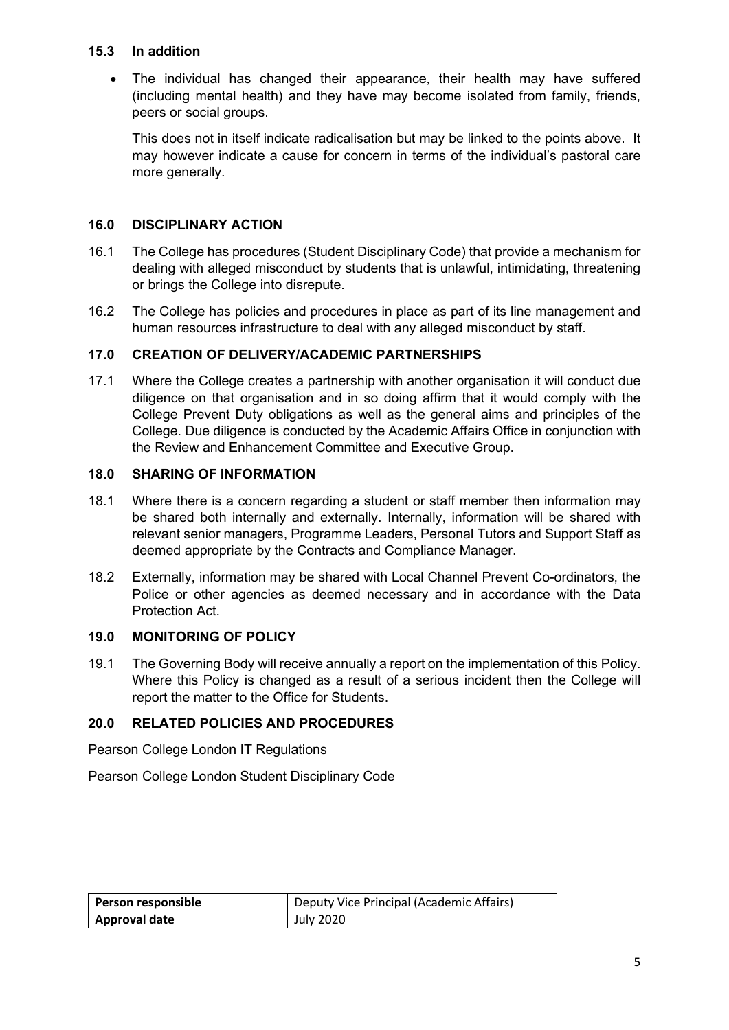### 15.3 In addition

- The individual has changed their appearance, their health may have suffered (including mental health) and they have may become isolated from family, friends, peers or social groups.

  This does not in itself indicate radicalisation but may be linked to the points above. It may however indicate a cause for concern in terms of the individual's pastoral care more generally.

## 16.0 DISCIPLINARY ACTION

16.1 The College has procedures (Student Disciplinary Code) that provide a mechanism for dealing with alleged misconduct by students that is unlawful, intimidating, threatening or brings the College into disrepute.

16.2 The College has policies and procedures in place as part of its line management and human resources infrastructure to deal with any alleged misconduct by staff.

## 17.0 CREATION OF DELIVERY/ACADEMIC PARTNERSHIPS

17.1 Where the College creates a partnership with another organisation it will conduct due diligence on that organisation and in so doing affirm that it would comply with the College Prevent Duty obligations as well as the general aims and principles of the College. Due diligence is conducted by the Academic Affairs Office in conjunction with the Review and Enhancement Committee and Executive Group.

## 18.0 SHARING OF INFORMATION

18.1 Where there is a concern regarding a student or staff member then information may be shared both internally and externally. Internally, information will be shared with relevant senior managers, Programme Leaders, Personal Tutors and Support Staff as deemed appropriate by the Contracts and Compliance Manager.

18.2 Externally, information may be shared with Local Channel Prevent Co-ordinators, the Police or other agencies as deemed necessary and in accordance with the Data Protection Act.

## 19.0 MONITORING OF POLICY

19.1 The Governing Body will receive annually a report on the implementation of this Policy. Where this Policy is changed as a result of a serious incident then the College will report the matter to the Office for Students.

## 20.0 RELATED POLICIES AND PROCEDURES

Pearson College London IT Regulations

Pearson College London Student Disciplinary Code

| **Person responsible** | Deputy Vice Principal (Academic Affairs) |
|---|---|
| **Approval date** | July 2020 |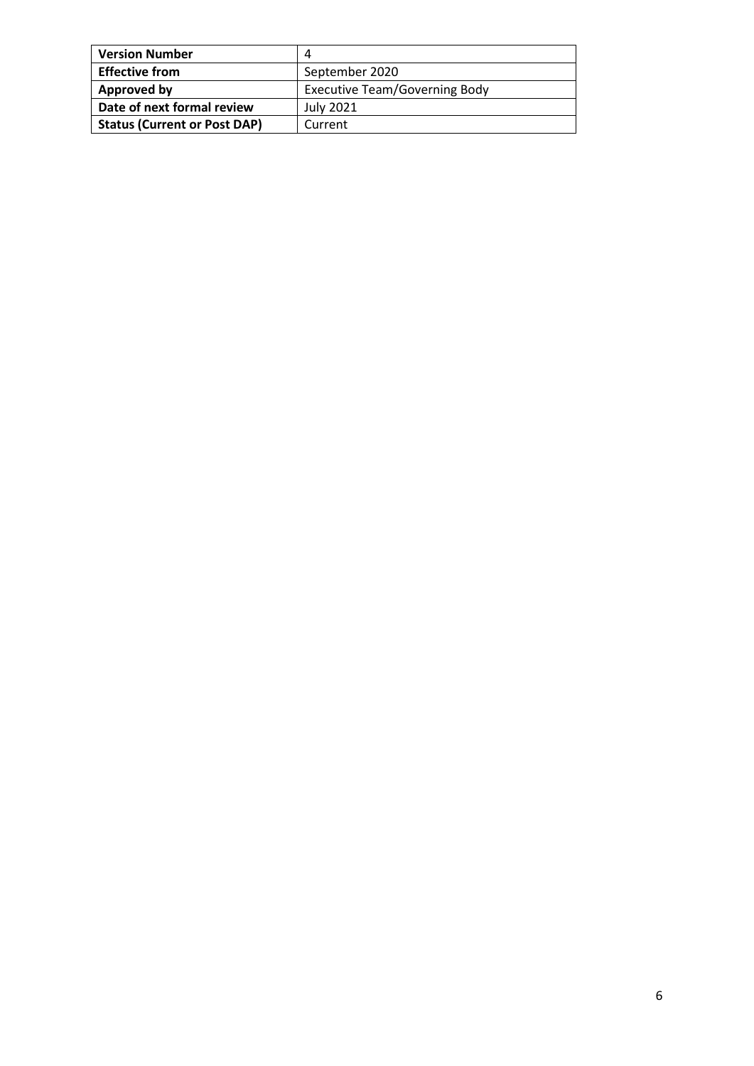| | |
|---|---|
| **Version Number** | 4 |
| **Effective from** | September 2020 |
| **Approved by** | Executive Team/Governing Body |
| **Date of next formal review** | July 2021 |
| **Status (Current or Post DAP)** | Current |